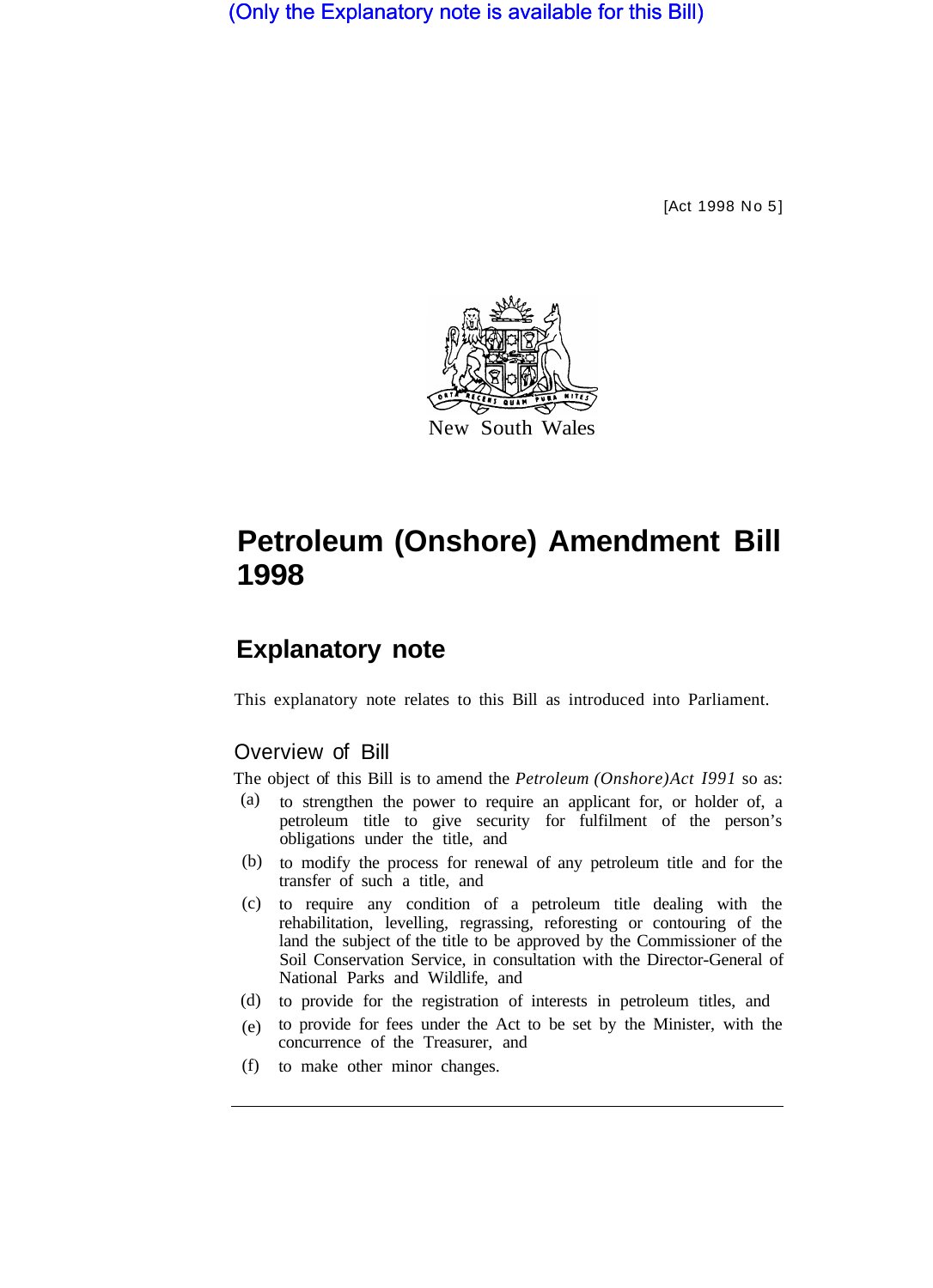(Only the Explanatory note is available for this Bill)

[Act 1998 No 5]

New South Wales

# Petroleum (Onshore) Amendment Bill 1998

## Explanatory note

This explanatory note relates to this Bill as introduced into Parliament.

### Overview of Bill

The object of this Bill is to amend the *Petroleum (Onshore)Act I991* so as:

(a) to strengthen the power to require an applicant for, or holder of, a petroleum title to give security for fulfilment of the person's obligations under the title, and

(b) to modify the process for renewal of any petroleum title and for the transfer of such a title, and

(c) to require any condition of a petroleum title dealing with the rehabilitation, levelling, regrassing, reforesting or contouring of the land the subject of the title to be approved by the Commissioner of the Soil Conservation Service, in consultation with the Director-General of National Parks and Wildlife, and

(d) to provide for the registration of interests in petroleum titles, and

(e) to provide for fees under the Act to be set by the Minister, with the concurrence of the Treasurer, and

(f) to make other minor changes.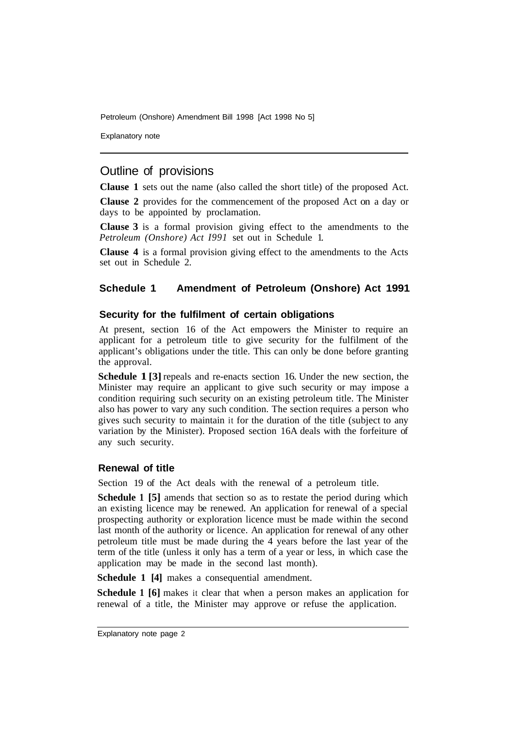## Outline of provisions

**Clause 1** sets out the name (also called the short title) of the proposed Act.

**Clause 2** provides for the commencement of the proposed Act on a day or days to be appointed by proclamation.

**Clause 3** is a formal provision giving effect to the amendments to the *Petroleum (Onshore) Act I991* set out in Schedule 1.

**Clause 4** is a formal provision giving effect to the amendments to the Acts set out in Schedule 2.

### Schedule 1 Amendment of Petroleum (Onshore) Act 1991

#### Security for the fulfilment of certain obligations

At present, section 16 of the Act empowers the Minister to require an applicant for a petroleum title to give security for the fulfilment of the applicant's obligations under the title. This can only be done before granting the approval.

**Schedule 1 [3]** repeals and re-enacts section 16. Under the new section, the Minister may require an applicant to give such security or may impose a condition requiring such security on an existing petroleum title. The Minister also has power to vary any such condition. The section requires a person who gives such security to maintain it for the duration of the title (subject to any variation by the Minister). Proposed section 16A deals with the forfeiture of any such security.

#### Renewal of title

Section 19 of the Act deals with the renewal of a petroleum title.

**Schedule 1 [5]** amends that section so as to restate the period during which an existing licence may be renewed. An application for renewal of a special prospecting authority or exploration licence must be made within the second last month of the authority or licence. An application for renewal of any other petroleum title must be made during the 4 years before the last year of the term of the title (unless it only has a term of a year or less, in which case the application may be made in the second last month).

**Schedule 1 [4]** makes a consequential amendment.

**Schedule 1 [6]** makes it clear that when a person makes an application for renewal of a title, the Minister may approve or refuse the application.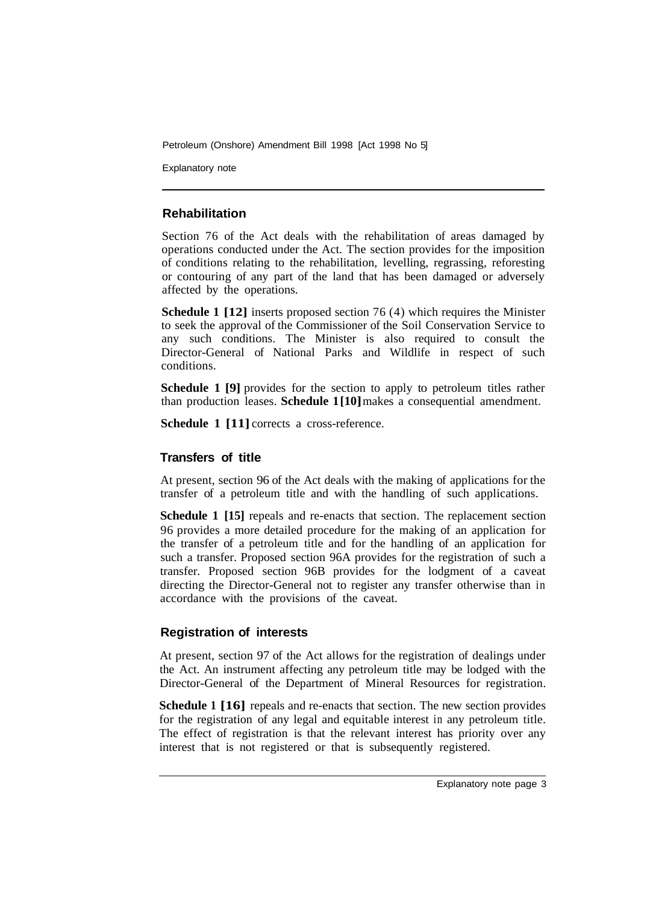## Rehabilitation

Section 76 of the Act deals with the rehabilitation of areas damaged by operations conducted under the Act. The section provides for the imposition of conditions relating to the rehabilitation, levelling, regrassing, reforesting or contouring of any part of the land that has been damaged or adversely affected by the operations.

**Schedule 1 [12]** inserts proposed section 76 (4) which requires the Minister to seek the approval of the Commissioner of the Soil Conservation Service to any such conditions. The Minister is also required to consult the Director-General of National Parks and Wildlife in respect of such conditions.

**Schedule 1 [9]** provides for the section to apply to petroleum titles rather than production leases. **Schedule 1 [10]** makes a consequential amendment.

**Schedule 1 [11]** corrects a cross-reference.

## Transfers of title

At present, section 96 of the Act deals with the making of applications for the transfer of a petroleum title and with the handling of such applications.

**Schedule 1 [15]** repeals and re-enacts that section. The replacement section 96 provides a more detailed procedure for the making of an application for the transfer of a petroleum title and for the handling of an application for such a transfer. Proposed section 96A provides for the registration of such a transfer. Proposed section 96B provides for the lodgment of a caveat directing the Director-General not to register any transfer otherwise than in accordance with the provisions of the caveat.

## Registration of interests

At present, section 97 of the Act allows for the registration of dealings under the Act. An instrument affecting any petroleum title may be lodged with the Director-General of the Department of Mineral Resources for registration.

**Schedule 1 [16]** repeals and re-enacts that section. The new section provides for the registration of any legal and equitable interest in any petroleum title. The effect of registration is that the relevant interest has priority over any interest that is not registered or that is subsequently registered.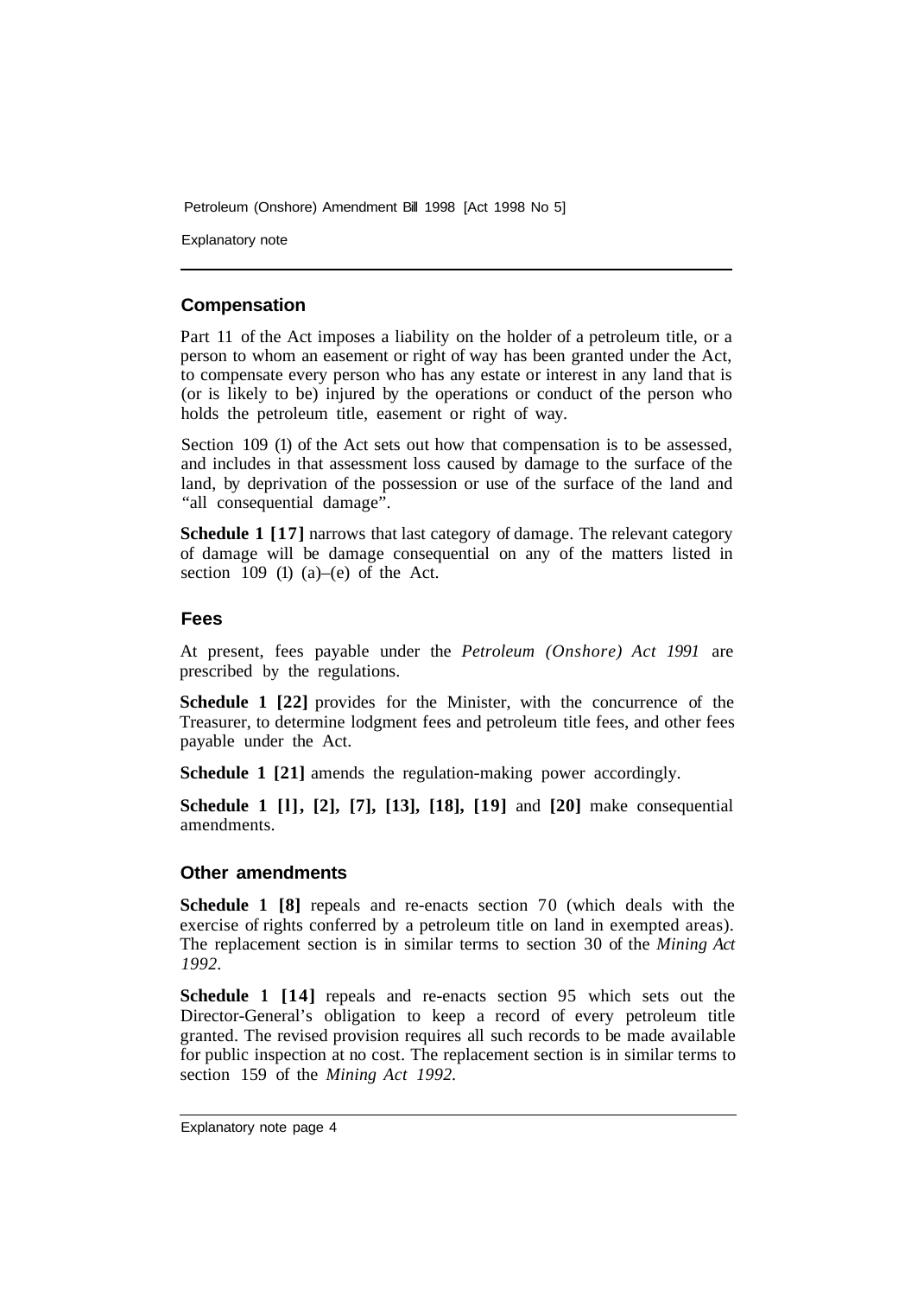### Compensation

Part 11 of the Act imposes a liability on the holder of a petroleum title, or a person to whom an easement or right of way has been granted under the Act, to compensate every person who has any estate or interest in any land that is (or is likely to be) injured by the operations or conduct of the person who holds the petroleum title, easement or right of way.

Section 109 (1) of the Act sets out how that compensation is to be assessed, and includes in that assessment loss caused by damage to the surface of the land, by deprivation of the possession or use of the surface of the land and "all consequential damage".

**Schedule 1 [17]** narrows that last category of damage. The relevant category of damage will be damage consequential on any of the matters listed in section 109 (1) (a)–(e) of the Act.

### Fees

At present, fees payable under the *Petroleum (Onshore) Act 1991* are prescribed by the regulations.

**Schedule 1 [22]** provides for the Minister, with the concurrence of the Treasurer, to determine lodgment fees and petroleum title fees, and other fees payable under the Act.

**Schedule 1 [21]** amends the regulation-making power accordingly.

**Schedule 1 [1], [2], [7], [13], [18], [19]** and **[20]** make consequential amendments.

### Other amendments

**Schedule 1 [8]** repeals and re-enacts section 70 (which deals with the exercise of rights conferred by a petroleum title on land in exempted areas). The replacement section is in similar terms to section 30 of the *Mining Act 1992*.

**Schedule 1 [14]** repeals and re-enacts section 95 which sets out the Director-General's obligation to keep a record of every petroleum title granted. The revised provision requires all such records to be made available for public inspection at no cost. The replacement section is in similar terms to section 159 of the *Mining Act 1992*.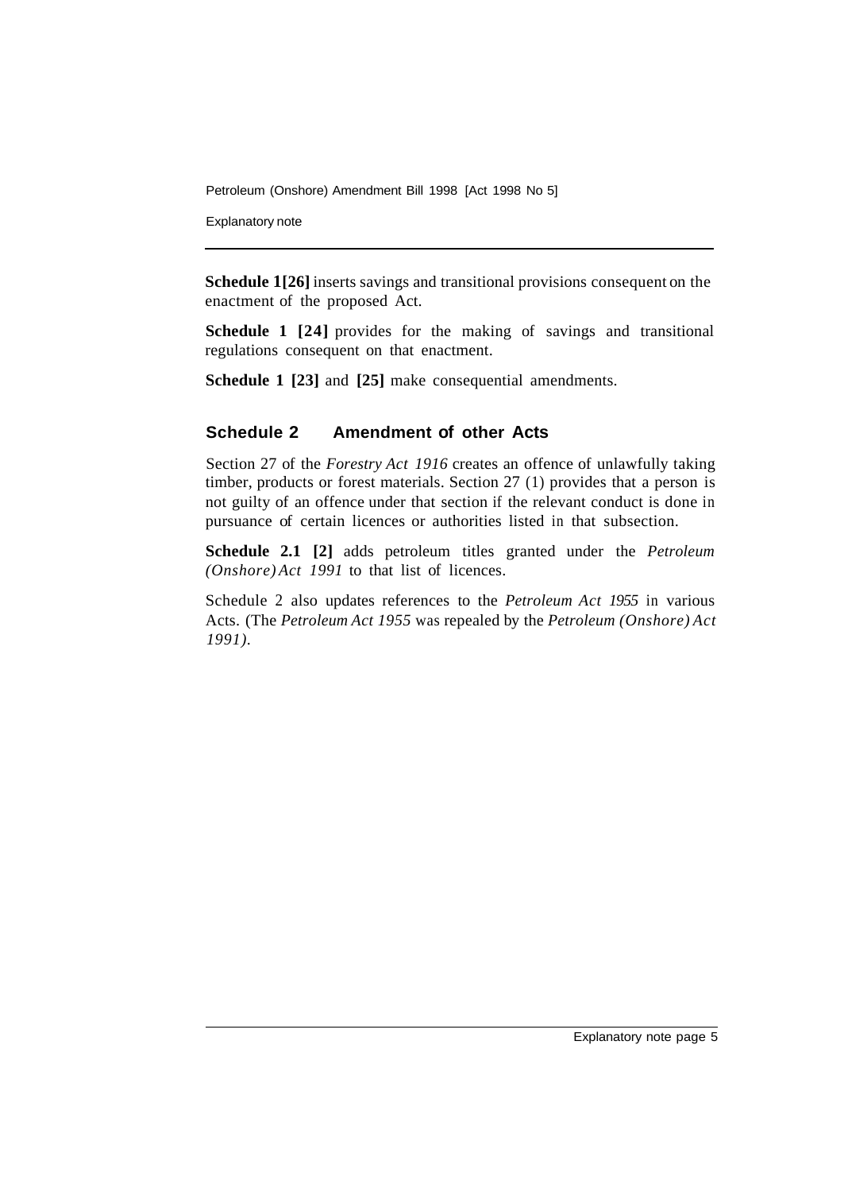**Schedule 1[26]** inserts savings and transitional provisions consequent on the enactment of the proposed Act.

**Schedule 1 [24]** provides for the making of savings and transitional regulations consequent on that enactment.

**Schedule 1 [23]** and **[25]** make consequential amendments.

## Schedule 2 Amendment of other Acts

Section 27 of the *Forestry Act 1916* creates an offence of unlawfully taking timber, products or forest materials. Section 27 (1) provides that a person is not guilty of an offence under that section if the relevant conduct is done in pursuance of certain licences or authorities listed in that subsection.

**Schedule 2.1 [2]** adds petroleum titles granted under the *Petroleum (Onshore) Act 1991* to that list of licences.

Schedule 2 also updates references to the *Petroleum Act 1955* in various Acts. (The *Petroleum Act 1955* was repealed by the *Petroleum (Onshore) Act 1991*).